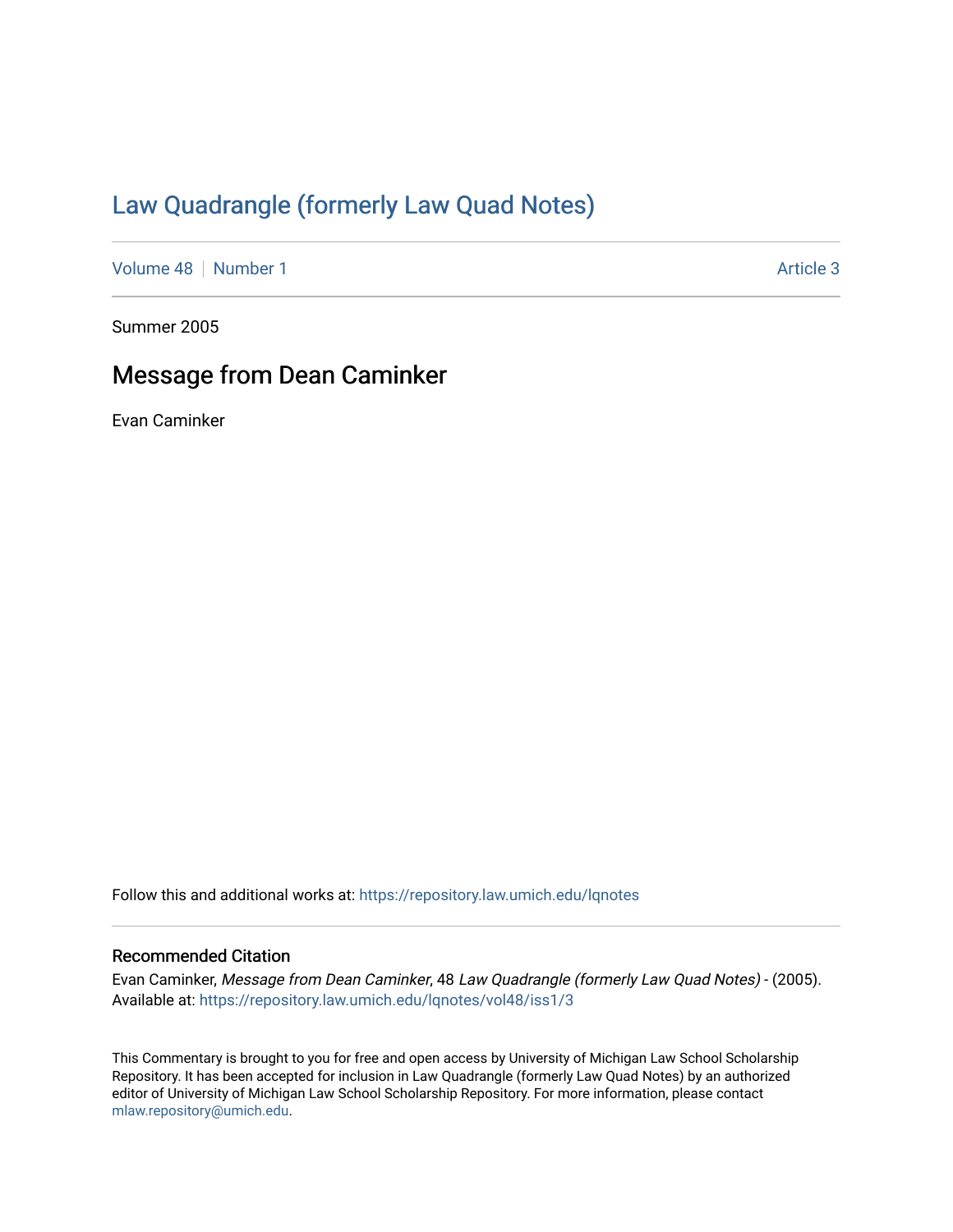# Law Quadrangle (formerly Law Quad Notes)

Volume 48 | Number 1 | Article 3

Summer 2005

## Message from Dean Caminker

Evan Caminker

Follow this and additional works at: https://repository.law.umich.edu/lqnotes

### Recommended Citation

Evan Caminker, *Message from Dean Caminker*, 48 *Law Quadrangle (formerly Law Quad Notes)* - (2005).
Available at: https://repository.law.umich.edu/lqnotes/vol48/iss1/3

This Commentary is brought to you for free and open access by University of Michigan Law School Scholarship Repository. It has been accepted for inclusion in Law Quadrangle (formerly Law Quad Notes) by an authorized editor of University of Michigan Law School Scholarship Repository. For more information, please contact mlaw.repository@umich.edu.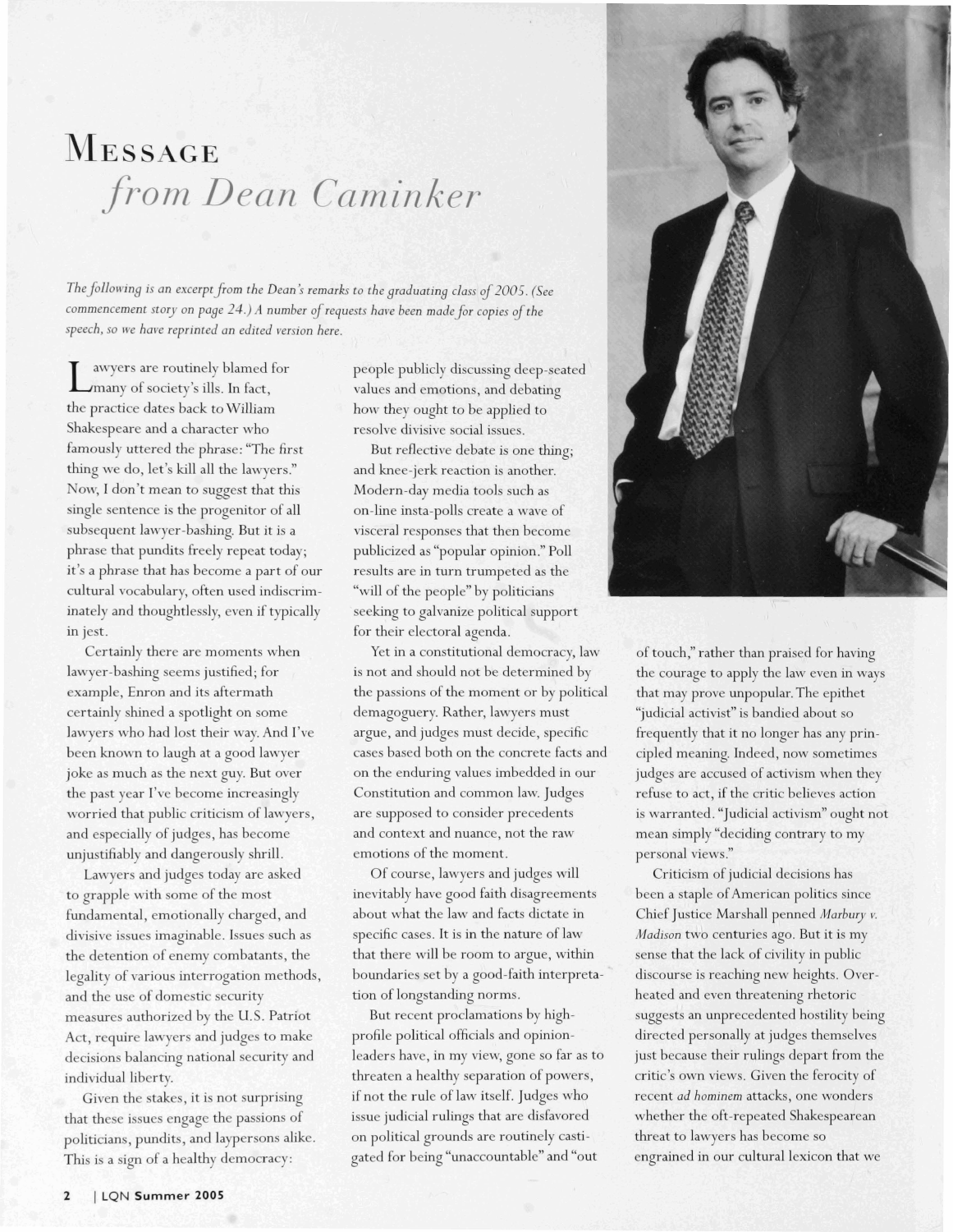# Message *from Dean Caminker*

*The following is an excerpt from the Dean's remarks to the graduating class of 2005. (See commencement story on page 24.) A number of requests have been made for copies of the speech, so we have reprinted an edited version here.*

Lawyers are routinely blamed for many of society's ills. In fact, the practice dates back to William Shakespeare and a character who famously uttered the phrase: "The first thing we do, let's kill all the lawyers." Now, I don't mean to suggest that this single sentence is the progenitor of all subsequent lawyer-bashing. But it is a phrase that pundits freely repeat today; it's a phrase that has become a part of our cultural vocabulary, often used indiscriminately and thoughtlessly, even if typically in jest.

Certainly there are moments when lawyer-bashing seems justified; for example, Enron and its aftermath certainly shined a spotlight on some lawyers who had lost their way. And I've been known to laugh at a good lawyer joke as much as the next guy. But over the past year I've become increasingly worried that public criticism of lawyers, and especially of judges, has become unjustifiably and dangerously shrill.

Lawyers and judges today are asked to grapple with some of the most fundamental, emotionally charged, and divisive issues imaginable. Issues such as the detention of enemy combatants, the legality of various interrogation methods, and the use of domestic security measures authorized by the U.S. Patriot Act, require lawyers and judges to make decisions balancing national security and individual liberty.

Given the stakes, it is not surprising that these issues engage the passions of politicians, pundits, and laypersons alike. This is a sign of a healthy democracy: people publicly discussing deep-seated values and emotions, and debating how they ought to be applied to resolve divisive social issues.

But reflective debate is one thing; and knee-jerk reaction is another. Modern-day media tools such as on-line insta-polls create a wave of visceral responses that then become publicized as "popular opinion." Poll results are in turn trumpeted as the "will of the people" by politicians seeking to galvanize political support for their electoral agenda.

Yet in a constitutional democracy, law is not and should not be determined by the passions of the moment or by political demagoguery. Rather, lawyers must argue, and judges must decide, specific cases based both on the concrete facts and on the enduring values imbedded in our Constitution and common law. Judges are supposed to consider precedents and context and nuance, not the raw emotions of the moment.

Of course, lawyers and judges will inevitably have good faith disagreements about what the law and facts dictate in specific cases. It is in the nature of law that there will be room to argue, within boundaries set by a good-faith interpretation of longstanding norms.

But recent proclamations by high-profile political officials and opinion-leaders have, in my view, gone so far as to threaten a healthy separation of powers, if not the rule of law itself. Judges who issue judicial rulings that are disfavored on political grounds are routinely castigated for being "unaccountable" and "out of touch," rather than praised for having the courage to apply the law even in ways that may prove unpopular. The epithet "judicial activist" is bandied about so frequently that it no longer has any principled meaning. Indeed, now sometimes judges are accused of activism when they refuse to act, if the critic believes action is warranted. "Judicial activism" ought not mean simply "deciding contrary to my personal views."

Criticism of judicial decisions has been a staple of American politics since Chief Justice Marshall penned *Marbury v. Madison* two centuries ago. But it is my sense that the lack of civility in public discourse is reaching new heights. Overheated and even threatening rhetoric suggests an unprecedented hostility being directed personally at judges themselves just because their rulings depart from the critic's own views. Given the ferocity of recent *ad hominem* attacks, one wonders whether the oft-repeated Shakespearean threat to lawyers has become so engrained in our cultural lexicon that we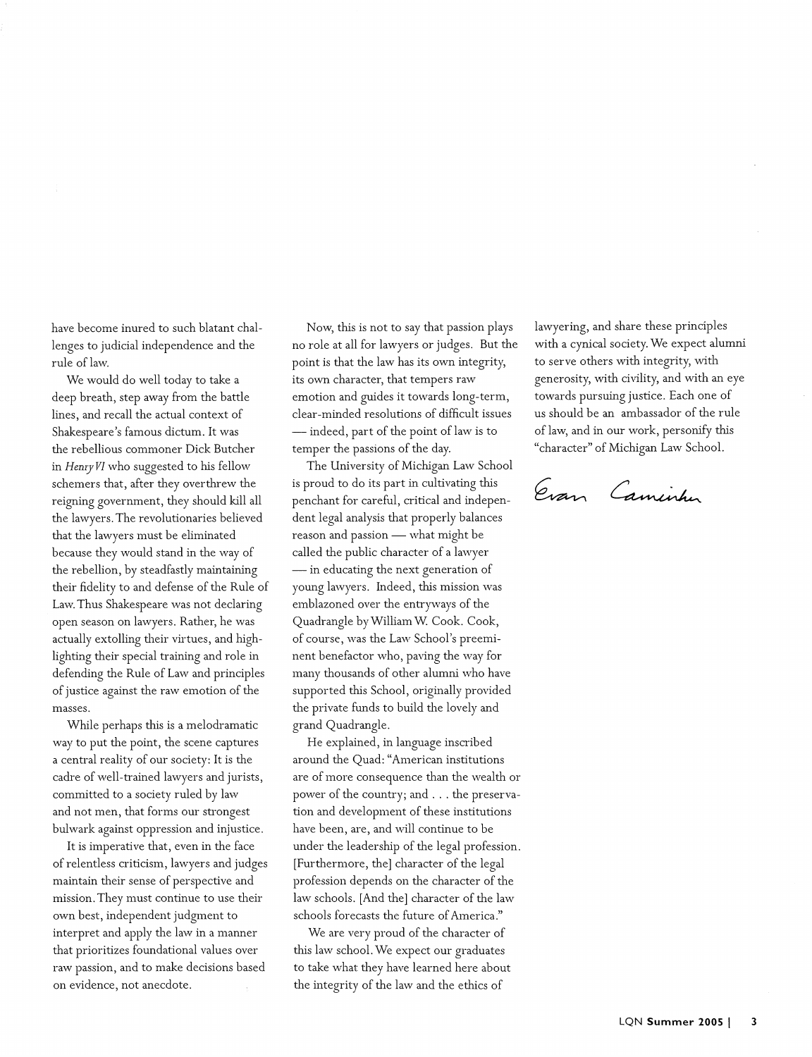have become inured to such blatant challenges to judicial independence and the rule of law.

We would do well today to take a deep breath, step away from the battle lines, and recall the actual context of Shakespeare's famous dictum. It was the rebellious commoner Dick Butcher in *Henry VI* who suggested to his fellow schemers that, after they overthrew the reigning government, they should kill all the lawyers. The revolutionaries believed that the lawyers must be eliminated because they would stand in the way of the rebellion, by steadfastly maintaining their fidelity to and defense of the Rule of Law. Thus Shakespeare was not declaring open season on lawyers. Rather, he was actually extolling their virtues, and highlighting their special training and role in defending the Rule of Law and principles of justice against the raw emotion of the masses.

While perhaps this is a melodramatic way to put the point, the scene captures a central reality of our society: It is the cadre of well-trained lawyers and jurists, committed to a society ruled by law and not men, that forms our strongest bulwark against oppression and injustice.

It is imperative that, even in the face of relentless criticism, lawyers and judges maintain their sense of perspective and mission. They must continue to use their own best, independent judgment to interpret and apply the law in a manner that prioritizes foundational values over raw passion, and to make decisions based on evidence, not anecdote.

Now, this is not to say that passion plays no role at all for lawyers or judges. But the point is that the law has its own integrity, its own character, that tempers raw emotion and guides it towards long-term, clear-minded resolutions of difficult issues — indeed, part of the point of law is to temper the passions of the day.

The University of Michigan Law School is proud to do its part in cultivating this penchant for careful, critical and independent legal analysis that properly balances reason and passion — what might be called the public character of a lawyer — in educating the next generation of young lawyers. Indeed, this mission was emblazoned over the entryways of the Quadrangle by William W. Cook. Cook, of course, was the Law School's preeminent benefactor who, paving the way for many thousands of other alumni who have supported this School, originally provided the private funds to build the lovely and grand Quadrangle.

He explained, in language inscribed around the Quad: "American institutions are of more consequence than the wealth or power of the country; and . . . the preservation and development of these institutions have been, are, and will continue to be under the leadership of the legal profession. [Furthermore, the] character of the legal profession depends on the character of the law schools. [And the] character of the law schools forecasts the future of America."

We are very proud of the character of this law school. We expect our graduates to take what they have learned here about the integrity of the law and the ethics of lawyering, and share these principles with a cynical society. We expect alumni to serve others with integrity, with generosity, with civility, and with an eye towards pursuing justice. Each one of us should be an ambassador of the rule of law, and in our work, personify this "character" of Michigan Law School.

Evan Caminker